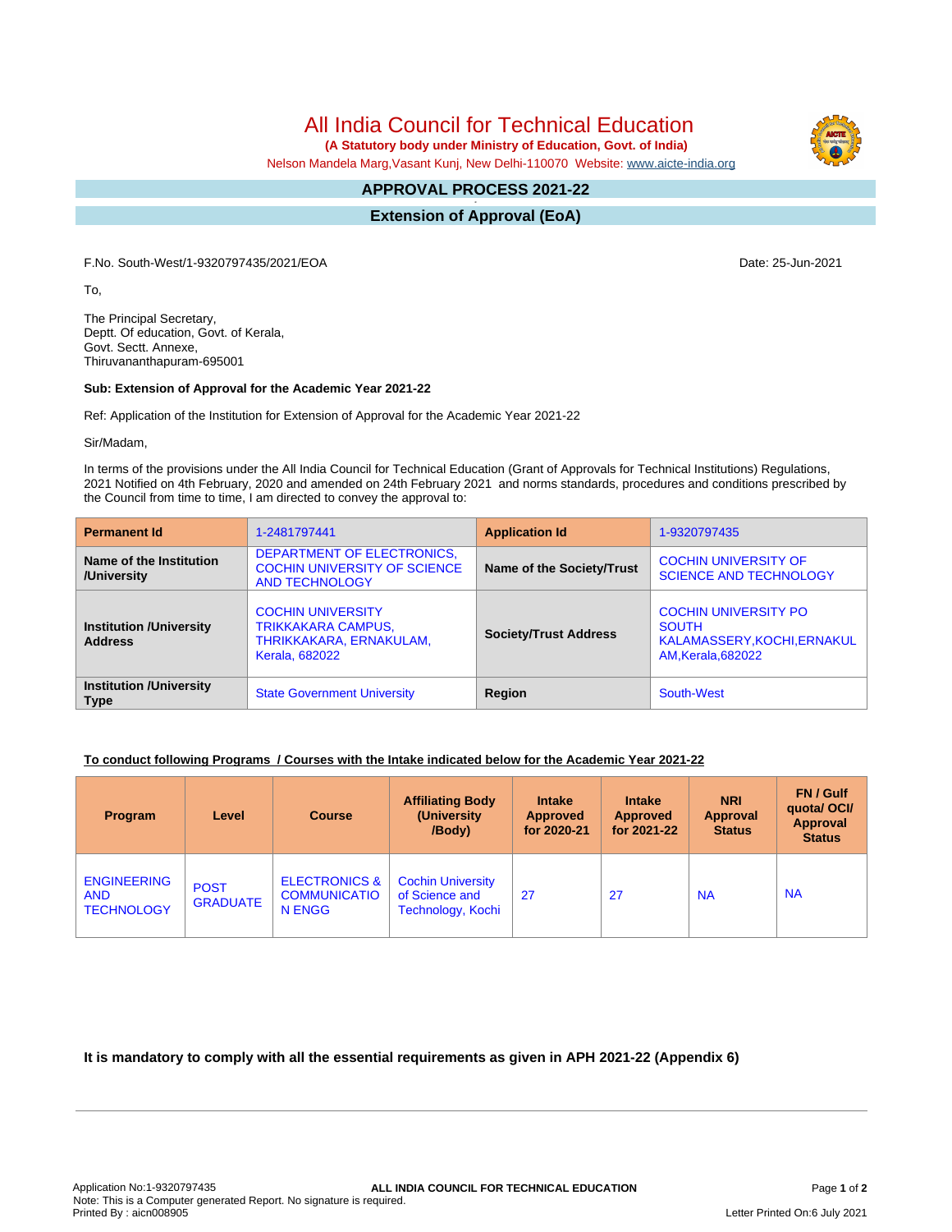# All India Council for Technical Education

**(A Statutory body under Ministry of Education, Govt. of India)**

Nelson Mandela Marg,Vasant Kunj, New Delhi-110070 Website: www.aicte-india.org

## APPROVAL PROCESS 2021-22

## Extension of Approval (EoA)

F.No. South-West/1-9320797435/2021/EOA

Date: 25-Jun-2021

To,

The Principal Secretary,
Deptt. Of education, Govt. of Kerala,
Govt. Sectt. Annexe,
Thiruvananthapuram-695001

**Sub: Extension of Approval for the Academic Year 2021-22**

Ref: Application of the Institution for Extension of Approval for the Academic Year 2021-22

Sir/Madam,

In terms of the provisions under the All India Council for Technical Education (Grant of Approvals for Technical Institutions) Regulations, 2021 Notified on 4th February, 2020 and amended on 24th February 2021 and norms standards, procedures and conditions prescribed by the Council from time to time, I am directed to convey the approval to:

| **Permanent Id** | 1-2481797441 | **Application Id** | 1-9320797435 |
|---|---|---|---|
| **Name of the Institution /University** | DEPARTMENT OF ELECTRONICS, COCHIN UNIVERSITY OF SCIENCE AND TECHNOLOGY | **Name of the Society/Trust** | COCHIN UNIVERSITY OF SCIENCE AND TECHNOLOGY |
| **Institution /University Address** | COCHIN UNIVERSITY TRIKKAKARA CAMPUS, THRIKKAKARA, ERNAKULAM, Kerala, 682022 | **Society/Trust Address** | COCHIN UNIVERSITY PO SOUTH KALAMASSERY,KOCHI,ERNAKULAM,Kerala,682022 |
| **Institution /University Type** | State Government University | **Region** | South-West |

**To conduct following Programs / Courses with the Intake indicated below for the Academic Year 2021-22**

| Program | Level | Course | Affiliating Body (University /Body) | Intake Approved for 2020-21 | Intake Approved for 2021-22 | NRI Approval Status | FN / Gulf quota/ OCI/ Approval Status |
|---|---|---|---|---|---|---|---|
| ENGINEERING AND TECHNOLOGY | POST GRADUATE | ELECTRONICS & COMMUNICATION ENGG | Cochin University of Science and Technology, Kochi | 27 | 27 | NA | NA |

**It is mandatory to comply with all the essential requirements as given in APH 2021-22 (Appendix 6)**

Application No:1-9320797435
Note: This is a Computer generated Report. No signature is required.
Printed By : aicn008905

Letter Printed On:6 July 2021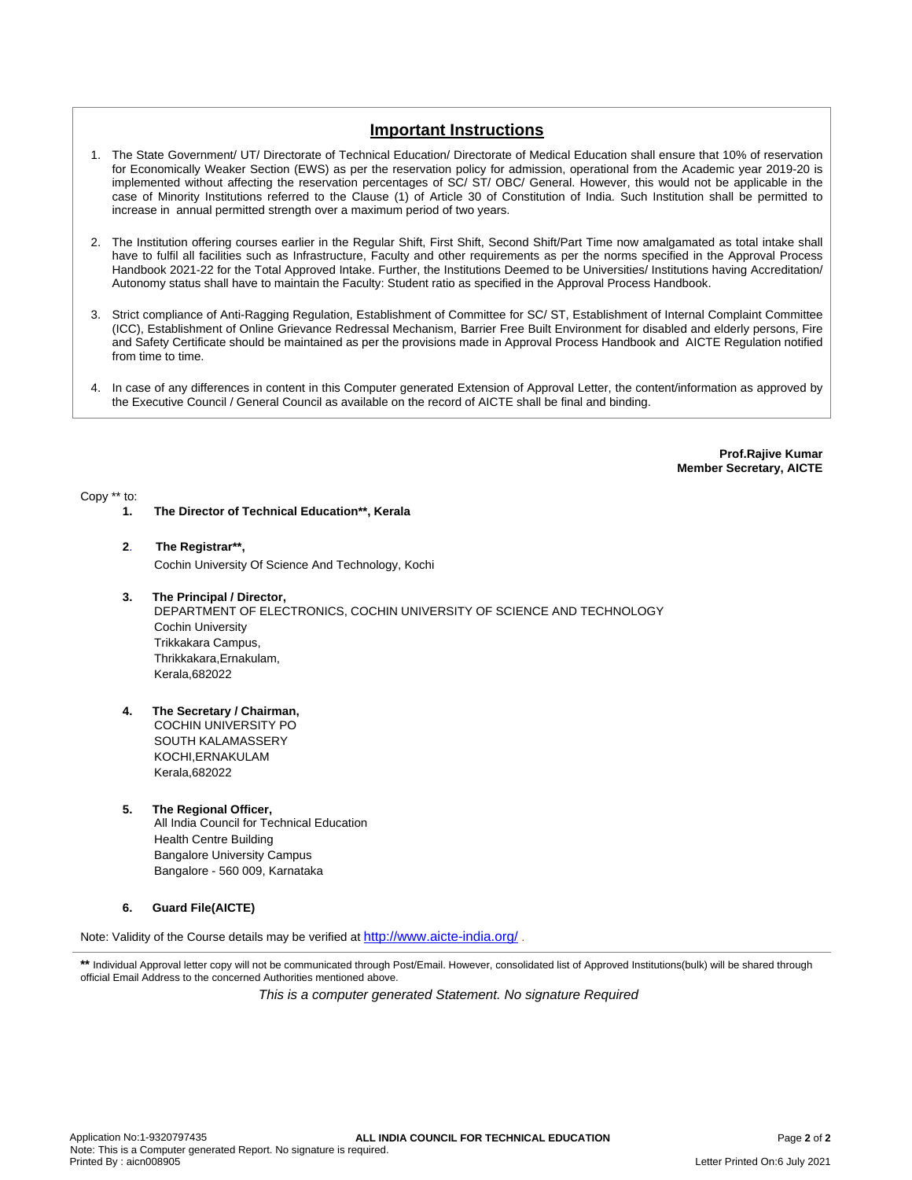## Important Instructions

1. The State Government/ UT/ Directorate of Technical Education/ Directorate of Medical Education shall ensure that 10% of reservation for Economically Weaker Section (EWS) as per the reservation policy for admission, operational from the Academic year 2019-20 is implemented without affecting the reservation percentages of SC/ ST/ OBC/ General. However, this would not be applicable in the case of Minority Institutions referred to the Clause (1) of Article 30 of Constitution of India. Such Institution shall be permitted to increase in annual permitted strength over a maximum period of two years.

2. The Institution offering courses earlier in the Regular Shift, First Shift, Second Shift/Part Time now amalgamated as total intake shall have to fulfil all facilities such as Infrastructure, Faculty and other requirements as per the norms specified in the Approval Process Handbook 2021-22 for the Total Approved Intake. Further, the Institutions Deemed to be Universities/ Institutions having Accreditation/ Autonomy status shall have to maintain the Faculty: Student ratio as specified in the Approval Process Handbook.

3. Strict compliance of Anti-Ragging Regulation, Establishment of Committee for SC/ ST, Establishment of Internal Complaint Committee (ICC), Establishment of Online Grievance Redressal Mechanism, Barrier Free Built Environment for disabled and elderly persons, Fire and Safety Certificate should be maintained as per the provisions made in Approval Process Handbook and AICTE Regulation notified from time to time.

4. In case of any differences in content in this Computer generated Extension of Approval Letter, the content/information as approved by the Executive Council / General Council as available on the record of AICTE shall be final and binding.

**Prof.Rajive Kumar**
**Member Secretary, AICTE**

Copy ** to:

1. **The Director of Technical Education**, Kerala**

2. **The Registrar**,**
   Cochin University Of Science And Technology, Kochi

3. **The Principal / Director,**
   DEPARTMENT OF ELECTRONICS, COCHIN UNIVERSITY OF SCIENCE AND TECHNOLOGY
   Cochin University
   Trikkakara Campus,
   Thrikkakara,Ernakulam,
   Kerala,682022

4. **The Secretary / Chairman,**
   COCHIN UNIVERSITY PO
   SOUTH KALAMASSERY
   KOCHI,ERNAKULAM
   Kerala,682022

5. **The Regional Officer,**
   All India Council for Technical Education
   Health Centre Building
   Bangalore University Campus
   Bangalore - 560 009, Karnataka

6. **Guard File(AICTE)**

Note: Validity of the Course details may be verified at http://www.aicte-india.org/ .

**\*\*** Individual Approval letter copy will not be communicated through Post/Email. However, consolidated list of Approved Institutions(bulk) will be shared through official Email Address to the concerned Authorities mentioned above.

*This is a computer generated Statement. No signature Required*

Application No:1-9320797435
Note: This is a Computer generated Report. No signature is required.
Printed By : aicn008905
Letter Printed On:6 July 2021